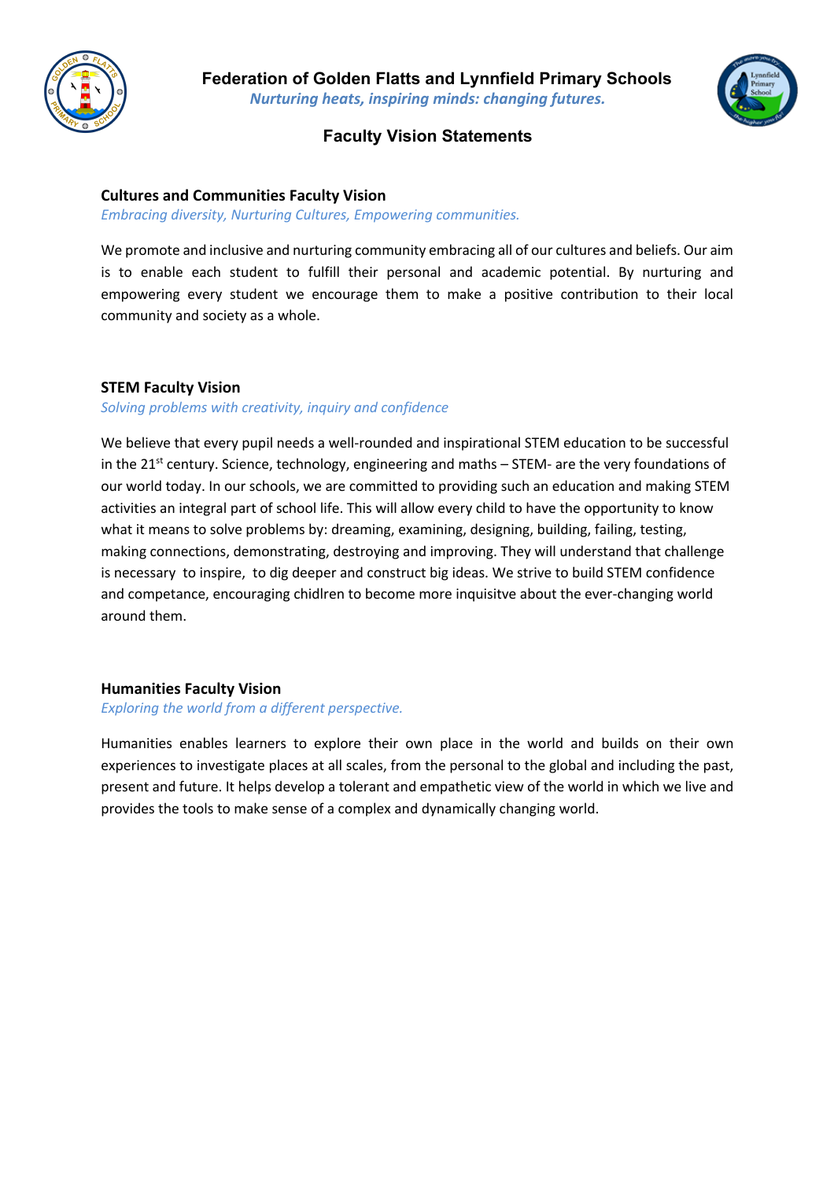# Federation of Golden Flatts and Lynnfield Primary Schools

*Nurturing heats, inspiring minds: changing futures.*

## Faculty Vision Statements

### Cultures and Communities Faculty Vision

*Embracing diversity, Nurturing Cultures, Empowering communities.*

We promote and inclusive and nurturing community embracing all of our cultures and beliefs. Our aim is to enable each student to fulfill their personal and academic potential. By nurturing and empowering every student we encourage them to make a positive contribution to their local community and society as a whole.

### STEM Faculty Vision

*Solving problems with creativity, inquiry and confidence*

We believe that every pupil needs a well-rounded and inspirational STEM education to be successful in the 21st century. Science, technology, engineering and maths – STEM- are the very foundations of our world today. In our schools, we are committed to providing such an education and making STEM activities an integral part of school life. This will allow every child to have the opportunity to know what it means to solve problems by: dreaming, examining, designing, building, failing, testing, making connections, demonstrating, destroying and improving. They will understand that challenge is necessary to inspire, to dig deeper and construct big ideas. We strive to build STEM confidence and competance, encouraging chidlren to become more inquisitve about the ever-changing world around them.

### Humanities Faculty Vision

*Exploring the world from a different perspective.*

Humanities enables learners to explore their own place in the world and builds on their own experiences to investigate places at all scales, from the personal to the global and including the past, present and future. It helps develop a tolerant and empathetic view of the world in which we live and provides the tools to make sense of a complex and dynamically changing world.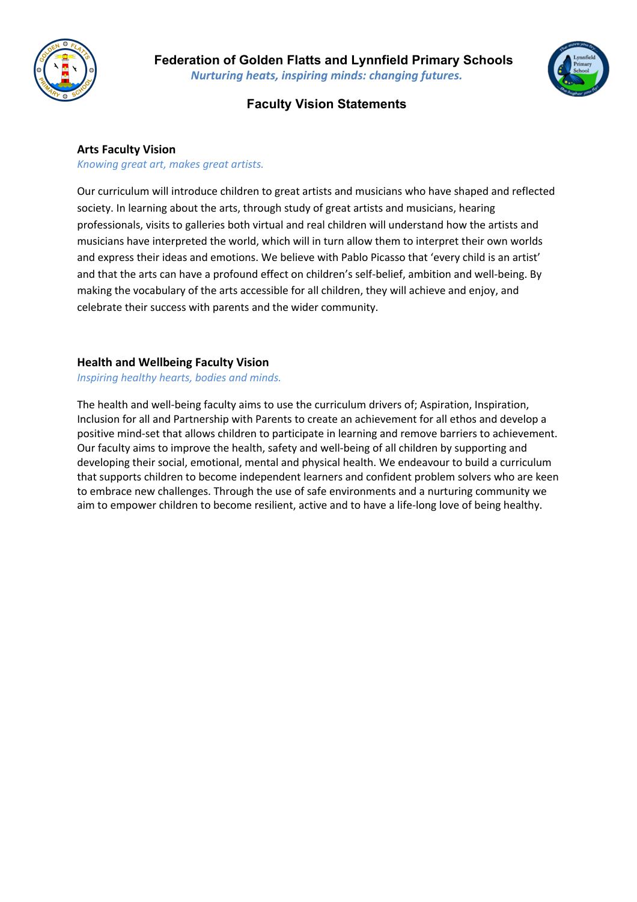# Federation of Golden Flatts and Lynnfield Primary Schools

*Nurturing heats, inspiring minds: changing futures.*

## Faculty Vision Statements

### Arts Faculty Vision

*Knowing great art, makes great artists.*

Our curriculum will introduce children to great artists and musicians who have shaped and reflected society. In learning about the arts, through study of great artists and musicians, hearing professionals, visits to galleries both virtual and real children will understand how the artists and musicians have interpreted the world, which will in turn allow them to interpret their own worlds and express their ideas and emotions. We believe with Pablo Picasso that 'every child is an artist' and that the arts can have a profound effect on children's self-belief, ambition and well-being. By making the vocabulary of the arts accessible for all children, they will achieve and enjoy, and celebrate their success with parents and the wider community.

### Health and Wellbeing Faculty Vision

*Inspiring healthy hearts, bodies and minds.*

The health and well-being faculty aims to use the curriculum drivers of; Aspiration, Inspiration, Inclusion for all and Partnership with Parents to create an achievement for all ethos and develop a positive mind-set that allows children to participate in learning and remove barriers to achievement. Our faculty aims to improve the health, safety and well-being of all children by supporting and developing their social, emotional, mental and physical health. We endeavour to build a curriculum that supports children to become independent learners and confident problem solvers who are keen to embrace new challenges. Through the use of safe environments and a nurturing community we aim to empower children to become resilient, active and to have a life-long love of being healthy.